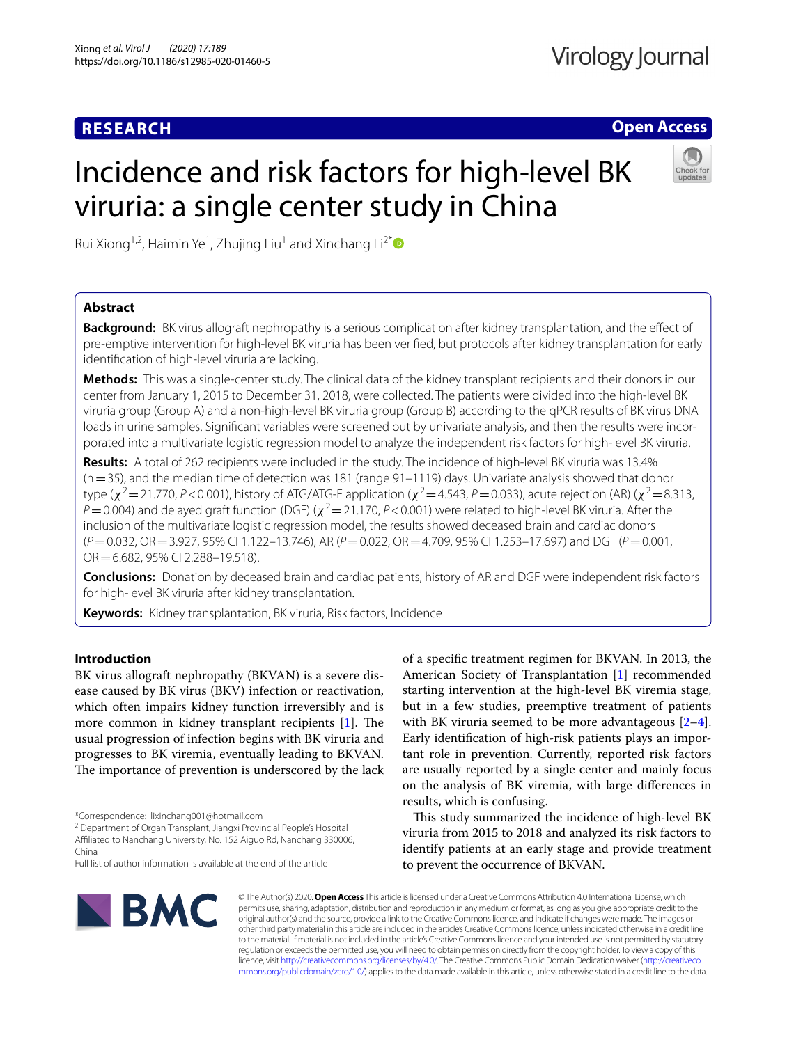**RESEARCH** **Open Access**

# Incidence and risk factors for high-level BK viruria: a single center study in China

Rui Xiong[1,2], Haimin Ye[1], Zhujing Liu[1] and Xinchang Li[2*]

## Abstract

**Background:** BK virus allograft nephropathy is a serious complication after kidney transplantation, and the effect of pre-emptive intervention for high-level BK viruria has been verified, but protocols after kidney transplantation for early identification of high-level viruria are lacking.

**Methods:** This was a single-center study. The clinical data of the kidney transplant recipients and their donors in our center from January 1, 2015 to December 31, 2018, were collected. The patients were divided into the high-level BK viruria group (Group A) and a non-high-level BK viruria group (Group B) according to the qPCR results of BK virus DNA loads in urine samples. Significant variables were screened out by univariate analysis, and then the results were incorporated into a multivariate logistic regression model to analyze the independent risk factors for high-level BK viruria.

**Results:** A total of 262 recipients were included in the study. The incidence of high-level BK viruria was 13.4% (n = 35), and the median time of detection was 181 (range 91–1119) days. Univariate analysis showed that donor type ($\chi^2 = 21.770$, $P < 0.001$), history of ATG/ATG-F application ($\chi^2 = 4.543$, $P = 0.033$), acute rejection (AR) ($\chi^2 = 8.313$, $P = 0.004$) and delayed graft function (DGF) ($\chi^2 = 21.170$, $P < 0.001$) were related to high-level BK viruria. After the inclusion of the multivariate logistic regression model, the results showed deceased brain and cardiac donors ($P = 0.032$, OR = 3.927, 95% CI 1.122–13.746), AR ($P = 0.022$, OR = 4.709, 95% CI 1.253–17.697) and DGF ($P = 0.001$, OR = 6.682, 95% CI 2.288–19.518).

**Conclusions:** Donation by deceased brain and cardiac patients, history of AR and DGF were independent risk factors for high-level BK viruria after kidney transplantation.

**Keywords:** Kidney transplantation, BK viruria, Risk factors, Incidence

## Introduction

BK virus allograft nephropathy (BKVAN) is a severe disease caused by BK virus (BKV) infection or reactivation, which often impairs kidney function irreversibly and is more common in kidney transplant recipients [1]. The usual progression of infection begins with BK viruria and progresses to BK viremia, eventually leading to BKVAN. The importance of prevention is underscored by the lack of a specific treatment regimen for BKVAN. In 2013, the American Society of Transplantation [1] recommended starting intervention at the high-level BK viremia stage, but in a few studies, preemptive treatment of patients with BK viruria seemed to be more advantageous [2–4]. Early identification of high-risk patients plays an important role in prevention. Currently, reported risk factors are usually reported by a single center and mainly focus on the analysis of BK viremia, with large differences in results, which is confusing.

This study summarized the incidence of high-level BK viruria from 2015 to 2018 and analyzed its risk factors to identify patients at an early stage and provide treatment to prevent the occurrence of BKVAN.

*Correspondence: lixinchang001@hotmail.com
[2] Department of Organ Transplant, Jiangxi Provincial People's Hospital Affiliated to Nanchang University, No. 152 Aiguo Rd, Nanchang 330006, China
Full list of author information is available at the end of the article

© The Author(s) 2020. **Open Access** This article is licensed under a Creative Commons Attribution 4.0 International License, which permits use, sharing, adaptation, distribution and reproduction in any medium or format, as long as you give appropriate credit to the original author(s) and the source, provide a link to the Creative Commons licence, and indicate if changes were made. The images or other third party material in this article are included in the article's Creative Commons licence, unless indicated otherwise in a credit line to the material. If material is not included in the article's Creative Commons licence and your intended use is not permitted by statutory regulation or exceeds the permitted use, you will need to obtain permission directly from the copyright holder. To view a copy of this licence, visit http://creativecommons.org/licenses/by/4.0/. The Creative Commons Public Domain Dedication waiver (http://creativecommons.org/publicdomain/zero/1.0/) applies to the data made available in this article, unless otherwise stated in a credit line to the data.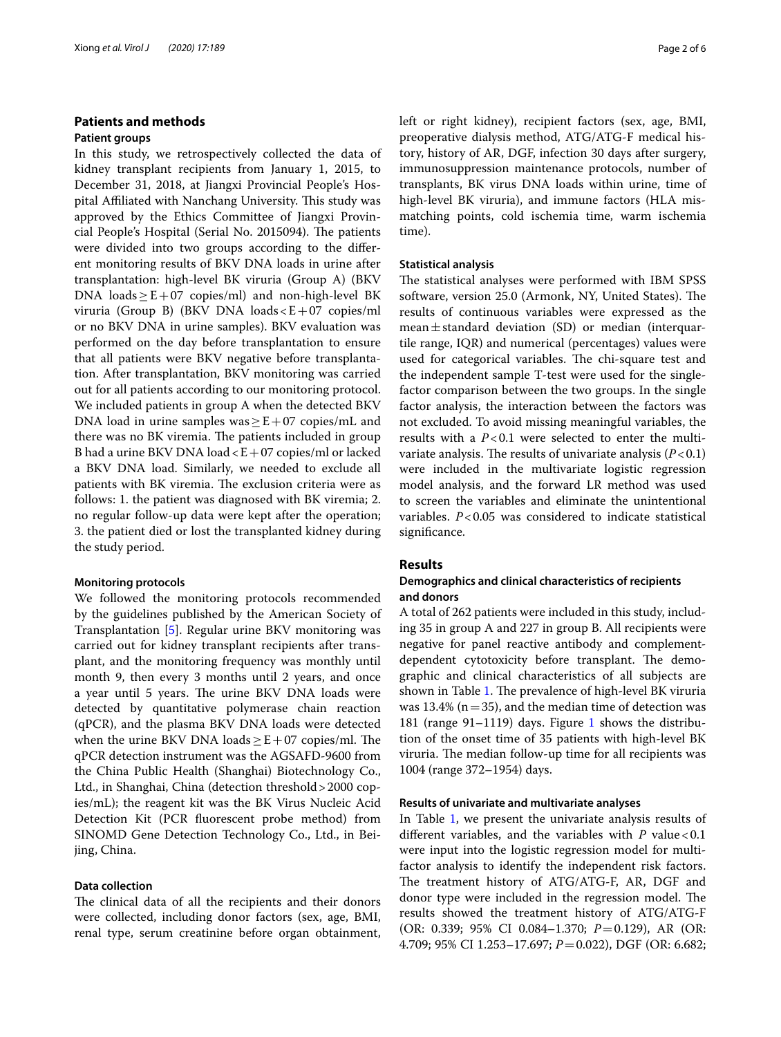## Patients and methods

### Patient groups

In this study, we retrospectively collected the data of kidney transplant recipients from January 1, 2015, to December 31, 2018, at Jiangxi Provincial People's Hospital Affiliated with Nanchang University. This study was approved by the Ethics Committee of Jiangxi Provincial People's Hospital (Serial No. 2015094). The patients were divided into two groups according to the different monitoring results of BKV DNA loads in urine after transplantation: high-level BK viruria (Group A) (BKV DNA loads ≥ E + 07 copies/ml) and non-high-level BK viruria (Group B) (BKV DNA loads < E + 07 copies/ml or no BKV DNA in urine samples). BKV evaluation was performed on the day before transplantation to ensure that all patients were BKV negative before transplantation. After transplantation, BKV monitoring was carried out for all patients according to our monitoring protocol. We included patients in group A when the detected BKV DNA load in urine samples was ≥ E + 07 copies/mL and there was no BK viremia. The patients included in group B had a urine BKV DNA load < E + 07 copies/ml or lacked a BKV DNA load. Similarly, we needed to exclude all patients with BK viremia. The exclusion criteria were as follows: 1. the patient was diagnosed with BK viremia; 2. no regular follow-up data were kept after the operation; 3. the patient died or lost the transplanted kidney during the study period.

#### Monitoring protocols

We followed the monitoring protocols recommended by the guidelines published by the American Society of Transplantation [5]. Regular urine BKV monitoring was carried out for kidney transplant recipients after transplant, and the monitoring frequency was monthly until month 9, then every 3 months until 2 years, and once a year until 5 years. The urine BKV DNA loads were detected by quantitative polymerase chain reaction (qPCR), and the plasma BKV DNA loads were detected when the urine BKV DNA loads ≥ E + 07 copies/ml. The qPCR detection instrument was the AGSAFD-9600 from the China Public Health (Shanghai) Biotechnology Co., Ltd., in Shanghai, China (detection threshold > 2000 copies/mL); the reagent kit was the BK Virus Nucleic Acid Detection Kit (PCR fluorescent probe method) from SINOMD Gene Detection Technology Co., Ltd., in Beijing, China.

#### Data collection

The clinical data of all the recipients and their donors were collected, including donor factors (sex, age, BMI, renal type, serum creatinine before organ obtainment, left or right kidney), recipient factors (sex, age, BMI, preoperative dialysis method, ATG/ATG-F medical history, history of AR, DGF, infection 30 days after surgery, immunosuppression maintenance protocols, number of transplants, BK virus DNA loads within urine, time of high-level BK viruria), and immune factors (HLA mismatching points, cold ischemia time, warm ischemia time).

#### Statistical analysis

The statistical analyses were performed with IBM SPSS software, version 25.0 (Armonk, NY, United States). The results of continuous variables were expressed as the mean ± standard deviation (SD) or median (interquartile range, IQR) and numerical (percentages) values were used for categorical variables. The chi-square test and the independent sample T-test were used for the single-factor comparison between the two groups. In the single factor analysis, the interaction between the factors was not excluded. To avoid missing meaningful variables, the results with a $P < 0.1$ were selected to enter the multivariate analysis. The results of univariate analysis ($P < 0.1$) were included in the multivariate logistic regression model analysis, and the forward LR method was used to screen the variables and eliminate the unintentional variables. $P < 0.05$ was considered to indicate statistical significance.

## Results

### Demographics and clinical characteristics of recipients and donors

A total of 262 patients were included in this study, including 35 in group A and 227 in group B. All recipients were negative for panel reactive antibody and complement-dependent cytotoxicity before transplant. The demographic and clinical characteristics of all subjects are shown in Table 1. The prevalence of high-level BK viruria was 13.4% (n = 35), and the median time of detection was 181 (range 91–1119) days. Figure 1 shows the distribution of the onset time of 35 patients with high-level BK viruria. The median follow-up time for all recipients was 1004 (range 372–1954) days.

#### Results of univariate and multivariate analyses

In Table 1, we present the univariate analysis results of different variables, and the variables with *P* value < 0.1 were input into the logistic regression model for multifactor analysis to identify the independent risk factors. The treatment history of ATG/ATG-F, AR, DGF and donor type were included in the regression model. The results showed the treatment history of ATG/ATG-F (OR: 0.339; 95% CI 0.084–1.370; $P = 0.129$), AR (OR: 4.709; 95% CI 1.253–17.697; $P = 0.022$), DGF (OR: 6.682;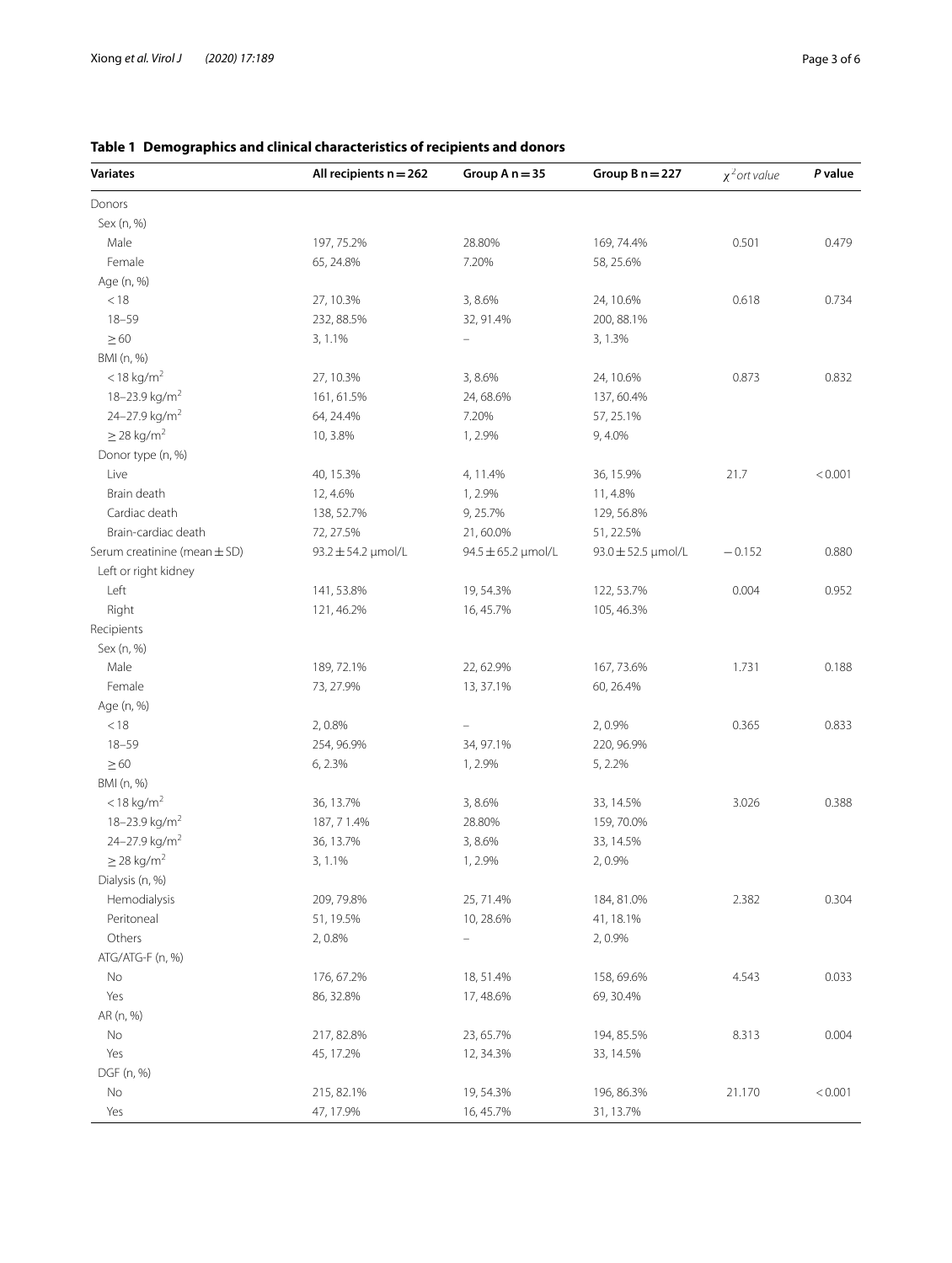**Table 1 Demographics and clinical characteristics of recipients and donors**

| Variates | All recipients n = 262 | Group A n = 35 | Group B n = 227 | $\chi^2$ or t value | P value |
|---|---|---|---|---|---|
| Donors | | | | | |
| Sex (n, %) | | | | | |
| Male | 197, 75.2% | 28.80% | 169, 74.4% | 0.501 | 0.479 |
| Female | 65, 24.8% | 7.20% | 58, 25.6% | | |
| Age (n, %) | | | | | |
| < 18 | 27, 10.3% | 3, 8.6% | 24, 10.6% | 0.618 | 0.734 |
| 18–59 | 232, 88.5% | 32, 91.4% | 200, 88.1% | | |
| ≥ 60 | 3, 1.1% | – | 3, 1.3% | | |
| BMI (n, %) | | | | | |
| < 18 kg/m$^2$ | 27, 10.3% | 3, 8.6% | 24, 10.6% | 0.873 | 0.832 |
| 18–23.9 kg/m$^2$ | 161, 61.5% | 24, 68.6% | 137, 60.4% | | |
| 24–27.9 kg/m$^2$ | 64, 24.4% | 7.20% | 57, 25.1% | | |
| ≥ 28 kg/m$^2$ | 10, 3.8% | 1, 2.9% | 9, 4.0% | | |
| Donor type (n, %) | | | | | |
| Live | 40, 15.3% | 4, 11.4% | 36, 15.9% | 21.7 | < 0.001 |
| Brain death | 12, 4.6% | 1, 2.9% | 11, 4.8% | | |
| Cardiac death | 138, 52.7% | 9, 25.7% | 129, 56.8% | | |
| Brain-cardiac death | 72, 27.5% | 21, 60.0% | 51, 22.5% | | |
| Serum creatinine (mean ± SD) | 93.2 ± 54.2 μmol/L | 94.5 ± 65.2 μmol/L | 93.0 ± 52.5 μmol/L | −0.152 | 0.880 |
| Left or right kidney | | | | | |
| Left | 141, 53.8% | 19, 54.3% | 122, 53.7% | 0.004 | 0.952 |
| Right | 121, 46.2% | 16, 45.7% | 105, 46.3% | | |
| Recipients | | | | | |
| Sex (n, %) | | | | | |
| Male | 189, 72.1% | 22, 62.9% | 167, 73.6% | 1.731 | 0.188 |
| Female | 73, 27.9% | 13, 37.1% | 60, 26.4% | | |
| Age (n, %) | | | | | |
| < 18 | 2, 0.8% | – | 2, 0.9% | 0.365 | 0.833 |
| 18–59 | 254, 96.9% | 34, 97.1% | 220, 96.9% | | |
| ≥ 60 | 6, 2.3% | 1, 2.9% | 5, 2.2% | | |
| BMI (n, %) | | | | | |
| < 18 kg/m$^2$ | 36, 13.7% | 3, 8.6% | 33, 14.5% | 3.026 | 0.388 |
| 18–23.9 kg/m$^2$ | 187, 7 1.4% | 28.80% | 159, 70.0% | | |
| 24–27.9 kg/m$^2$ | 36, 13.7% | 3, 8.6% | 33, 14.5% | | |
| ≥ 28 kg/m$^2$ | 3, 1.1% | 1, 2.9% | 2, 0.9% | | |
| Dialysis (n, %) | | | | | |
| Hemodialysis | 209, 79.8% | 25, 71.4% | 184, 81.0% | 2.382 | 0.304 |
| Peritoneal | 51, 19.5% | 10, 28.6% | 41, 18.1% | | |
| Others | 2, 0.8% | – | 2, 0.9% | | |
| ATG/ATG-F (n, %) | | | | | |
| No | 176, 67.2% | 18, 51.4% | 158, 69.6% | 4.543 | 0.033 |
| Yes | 86, 32.8% | 17, 48.6% | 69, 30.4% | | |
| AR (n, %) | | | | | |
| No | 217, 82.8% | 23, 65.7% | 194, 85.5% | 8.313 | 0.004 |
| Yes | 45, 17.2% | 12, 34.3% | 33, 14.5% | | |
| DGF (n, %) | | | | | |
| No | 215, 82.1% | 19, 54.3% | 196, 86.3% | 21.170 | < 0.001 |
| Yes | 47, 17.9% | 16, 45.7% | 31, 13.7% | | |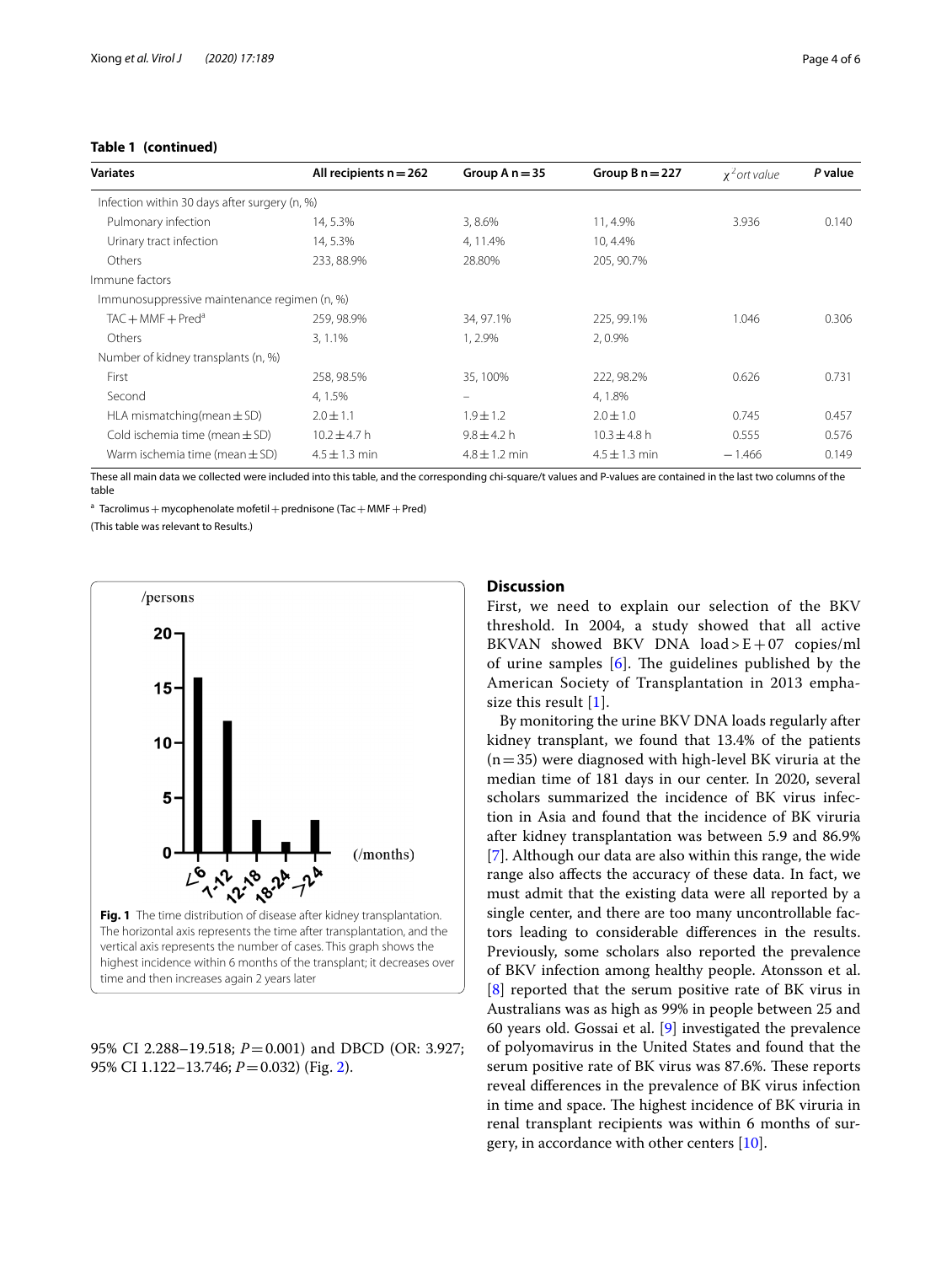**Table 1 (continued)**

| Variates | All recipients n = 262 | Group A n = 35 | Group B n = 227 | $\chi^2$ or t value | P value |
|---|---|---|---|---|---|
| Infection within 30 days after surgery (n, %) | | | | | |
| Pulmonary infection | 14, 5.3% | 3, 8.6% | 11, 4.9% | 3.936 | 0.140 |
| Urinary tract infection | 14, 5.3% | 4, 11.4% | 10, 4.4% | | |
| Others | 233, 88.9% | 28.80% | 205, 90.7% | | |
| Immune factors | | | | | |
| Immunosuppressive maintenance regimen (n, %) | | | | | |
| TAC + MMF + Pred[a] | 259, 98.9% | 34, 97.1% | 225, 99.1% | 1.046 | 0.306 |
| Others | 3, 1.1% | 1, 2.9% | 2, 0.9% | | |
| Number of kidney transplants (n, %) | | | | | |
| First | 258, 98.5% | 35, 100% | 222, 98.2% | 0.626 | 0.731 |
| Second | 4, 1.5% | – | 4, 1.8% | | |
| HLA mismatching(mean ± SD) | 2.0 ± 1.1 | 1.9 ± 1.2 | 2.0 ± 1.0 | 0.745 | 0.457 |
| Cold ischemia time (mean ± SD) | 10.2 ± 4.7 h | 9.8 ± 4.2 h | 10.3 ± 4.8 h | 0.555 | 0.576 |
| Warm ischemia time (mean ± SD) | 4.5 ± 1.3 min | 4.8 ± 1.2 min | 4.5 ± 1.3 min | −1.466 | 0.149 |

These all main data we collected were included into this table, and the corresponding chi-square/t values and P-values are contained in the last two columns of the table

[a] Tacrolimus + mycophenolate mofetil + prednisone (Tac + MMF + Pred)

(This table was relevant to Results.)

**Fig. 1** The time distribution of disease after kidney transplantation. The horizontal axis represents the time after transplantation, and the vertical axis represents the number of cases. This graph shows the highest incidence within 6 months of the transplant; it decreases over time and then increases again 2 years later

95% CI 2.288–19.518; $P = 0.001$) and DBCD (OR: 3.927; 95% CI 1.122–13.746; $P = 0.032$) (Fig. 2).

## Discussion

First, we need to explain our selection of the BKV threshold. In 2004, a study showed that all active BKVAN showed BKV DNA load > E + 07 copies/ml of urine samples [6]. The guidelines published by the American Society of Transplantation in 2013 emphasize this result [1].

By monitoring the urine BKV DNA loads regularly after kidney transplant, we found that 13.4% of the patients (n = 35) were diagnosed with high-level BK viruria at the median time of 181 days in our center. In 2020, several scholars summarized the incidence of BK virus infection in Asia and found that the incidence of BK viruria after kidney transplantation was between 5.9 and 86.9% [7]. Although our data are also within this range, the wide range also affects the accuracy of these data. In fact, we must admit that the existing data were all reported by a single center, and there are too many uncontrollable factors leading to considerable differences in the results. Previously, some scholars also reported the prevalence of BKV infection among healthy people. Atonsson et al. [8] reported that the serum positive rate of BK virus in Australians was as high as 99% in people between 25 and 60 years old. Gossai et al. [9] investigated the prevalence of polyomavirus in the United States and found that the serum positive rate of BK virus was 87.6%. These reports reveal differences in the prevalence of BK virus infection in time and space. The highest incidence of BK viruria in renal transplant recipients was within 6 months of surgery, in accordance with other centers [10].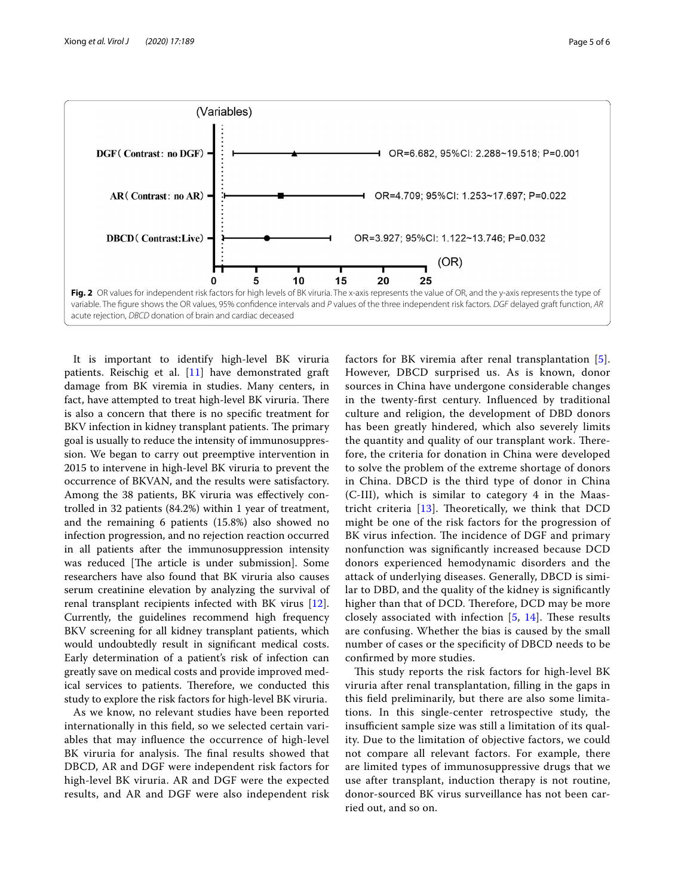**Fig. 2** OR values for independent risk factors for high levels of BK viruria. The x-axis represents the value of OR, and the y-axis represents the type of variable. The figure shows the OR values, 95% confidence intervals and *P* values of the three independent risk factors. *DGF* delayed graft function, *AR* acute rejection, *DBCD* donation of brain and cardiac deceased

It is important to identify high-level BK viruria patients. Reischig et al. [11] have demonstrated graft damage from BK viremia in studies. Many centers, in fact, have attempted to treat high-level BK viruria. There is also a concern that there is no specific treatment for BKV infection in kidney transplant patients. The primary goal is usually to reduce the intensity of immunosuppression. We began to carry out preemptive intervention in 2015 to intervene in high-level BK viruria to prevent the occurrence of BKVAN, and the results were satisfactory. Among the 38 patients, BK viruria was effectively controlled in 32 patients (84.2%) within 1 year of treatment, and the remaining 6 patients (15.8%) also showed no infection progression, and no rejection reaction occurred in all patients after the immunosuppression intensity was reduced [The article is under submission]. Some researchers have also found that BK viruria also causes serum creatinine elevation by analyzing the survival of renal transplant recipients infected with BK virus [12]. Currently, the guidelines recommend high frequency BKV screening for all kidney transplant patients, which would undoubtedly result in significant medical costs. Early determination of a patient's risk of infection can greatly save on medical costs and provide improved medical services to patients. Therefore, we conducted this study to explore the risk factors for high-level BK viruria.

As we know, no relevant studies have been reported internationally in this field, so we selected certain variables that may influence the occurrence of high-level BK viruria for analysis. The final results showed that DBCD, AR and DGF were independent risk factors for high-level BK viruria. AR and DGF were the expected results, and AR and DGF were also independent risk factors for BK viremia after renal transplantation [5]. However, DBCD surprised us. As is known, donor sources in China have undergone considerable changes in the twenty-first century. Influenced by traditional culture and religion, the development of DBD donors has been greatly hindered, which also severely limits the quantity and quality of our transplant work. Therefore, the criteria for donation in China were developed to solve the problem of the extreme shortage of donors in China. DBCD is the third type of donor in China (C-III), which is similar to category 4 in the Maastricht criteria [13]. Theoretically, we think that DCD might be one of the risk factors for the progression of BK virus infection. The incidence of DGF and primary nonfunction was significantly increased because DCD donors experienced hemodynamic disorders and the attack of underlying diseases. Generally, DBCD is similar to DBD, and the quality of the kidney is significantly higher than that of DCD. Therefore, DCD may be more closely associated with infection [5, 14]. These results are confusing. Whether the bias is caused by the small number of cases or the specificity of DBCD needs to be confirmed by more studies.

This study reports the risk factors for high-level BK viruria after renal transplantation, filling in the gaps in this field preliminarily, but there are also some limitations. In this single-center retrospective study, the insufficient sample size was still a limitation of its quality. Due to the limitation of objective factors, we could not compare all relevant factors. For example, there are limited types of immunosuppressive drugs that we use after transplant, induction therapy is not routine, donor-sourced BK virus surveillance has not been carried out, and so on.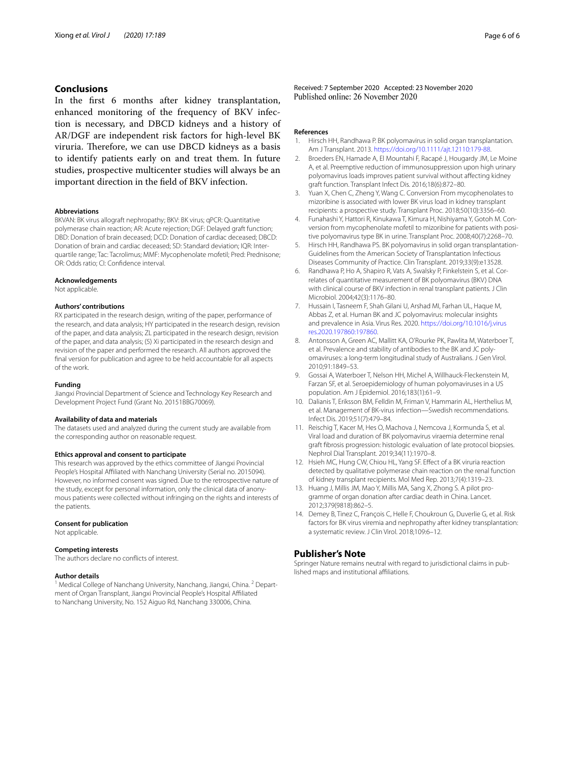## Conclusions

In the first 6 months after kidney transplantation, enhanced monitoring of the frequency of BKV infection is necessary, and DBCD kidneys and a history of AR/DGF are independent risk factors for high-level BK viruria. Therefore, we can use DBCD kidneys as a basis to identify patients early on and treat them. In future studies, prospective multicenter studies will always be an important direction in the field of BKV infection.

#### Abbreviations

BKVAN: BK virus allograft nephropathy; BKV: BK virus; qPCR: Quantitative polymerase chain reaction; AR: Acute rejection; DGF: Delayed graft function; DBD: Donation of brain deceased; DCD: Donation of cardiac deceased; DBCD: Donation of brain and cardiac deceased; SD: Standard deviation; IQR: Interquartile range; Tac: Tacrolimus; MMF: Mycophenolate mofetil; Pred: Prednisone; OR: Odds ratio; CI: Confidence interval.

#### Acknowledgements

Not applicable.

#### Authors' contributions

RX participated in the research design, writing of the paper, performance of the research, and data analysis; HY participated in the research design, revision of the paper, and data analysis; ZL participated in the research design, revision of the paper, and data analysis; (5) Xi participated in the research design and revision of the paper and performed the research. All authors approved the final version for publication and agree to be held accountable for all aspects of the work.

#### Funding

Jiangxi Provincial Department of Science and Technology Key Research and Development Project Fund (Grant No. 20151BBG70069).

#### Availability of data and materials

The datasets used and analyzed during the current study are available from the corresponding author on reasonable request.

#### Ethics approval and consent to participate

This research was approved by the ethics committee of Jiangxi Provincial People's Hospital Affiliated with Nanchang University (Serial no. 2015094). However, no informed consent was signed. Due to the retrospective nature of the study, except for personal information, only the clinical data of anonymous patients were collected without infringing on the rights and interests of the patients.

#### Consent for publication

Not applicable.

#### Competing interests

The authors declare no conflicts of interest.

#### Author details

[1] Medical College of Nanchang University, Nanchang, Jiangxi, China. [2] Department of Organ Transplant, Jiangxi Provincial People's Hospital Affiliated to Nanchang University, No. 152 Aiguo Rd, Nanchang 330006, China.

Received: 7 September 2020 Accepted: 23 November 2020
Published online: 26 November 2020

#### References

1. Hirsch HH, Randhawa P. BK polyomavirus in solid organ transplantation. Am J Transplant. 2013. https://doi.org/10.1111/ajt.12110:179-88.
2. Broeders EN, Hamade A, El Mountahi F, Racapé J, Hougardy JM, Le Moine A, et al. Preemptive reduction of immunosuppression upon high urinary polyomavirus loads improves patient survival without affecting kidney graft function. Transplant Infect Dis. 2016;18(6):872–80.
3. Yuan X, Chen C, Zheng Y, Wang C. Conversion From mycophenolates to mizoribine is associated with lower BK virus load in kidney transplant recipients: a prospective study. Transplant Proc. 2018;50(10):3356–60.
4. Funahashi Y, Hattori R, Kinukawa T, Kimura H, Nishiyama Y, Gotoh M. Conversion from mycophenolate mofetil to mizoribine for patients with positive polyomavirus type BK in urine. Transplant Proc. 2008;40(7):2268–70.
5. Hirsch HH, Randhawa PS. BK polyomavirus in solid organ transplantation-Guidelines from the American Society of Transplantation Infectious Diseases Community of Practice. Clin Transplant. 2019;33(9):e13528.
6. Randhawa P, Ho A, Shapiro R, Vats A, Swalsky P, Finkelstein S, et al. Correlates of quantitative measurement of BK polyomavirus (BKV) DNA with clinical course of BKV infection in renal transplant patients. J Clin Microbiol. 2004;42(3):1176–80.
7. Hussain I, Tasneem F, Shah Gilani U, Arshad MI, Farhan UL, Haque M, Abbas Z, et al. Human BK and JC polyomavirus: molecular insights and prevalence in Asia. Virus Res. 2020. https://doi.org/10.1016/j.virusres.2020.197860:197860.
8. Antonsson A, Green AC, Mallitt KA, O'Rourke PK, Pawlita M, Waterboer T, et al. Prevalence and stability of antibodies to the BK and JC polyomaviruses: a long-term longitudinal study of Australians. J Gen Virol. 2010;91:1849–53.
9. Gossai A, Waterboer T, Nelson HH, Michel A, Willhauck-Fleckenstein M, Farzan SF, et al. Seroepidemiology of human polyomaviruses in a US population. Am J Epidemiol. 2016;183(1):61–9.
10. Dalianis T, Eriksson BM, Felldin M, Friman V, Hammarin AL, Herthelius M, et al. Management of BK-virus infection—Swedish recommendations. Infect Dis. 2019;51(7):479–84.
11. Reischig T, Kacer M, Hes O, Machova J, Nemcova J, Kormunda S, et al. Viral load and duration of BK polyomavirus viraemia determine renal graft fibrosis progression: histologic evaluation of late protocol biopsies. Nephrol Dial Transplant. 2019;34(11):1970–8.
12. Hsieh MC, Hung CW, Chiou HL, Yang SF. Effect of a BK viruria reaction detected by qualitative polymerase chain reaction on the renal function of kidney transplant recipients. Mol Med Rep. 2013;7(4):1319–23.
13. Huang J, Millis JM, Mao Y, Millis MA, Sang X, Zhong S. A pilot programme of organ donation after cardiac death in China. Lancet. 2012;379(9818):862–5.
14. Demey B, Tinez C, François C, Helle F, Choukroun G, Duverlie G, et al. Risk factors for BK virus viremia and nephropathy after kidney transplantation: a systematic review. J Clin Virol. 2018;109:6–12.

## Publisher's Note

Springer Nature remains neutral with regard to jurisdictional claims in published maps and institutional affiliations.